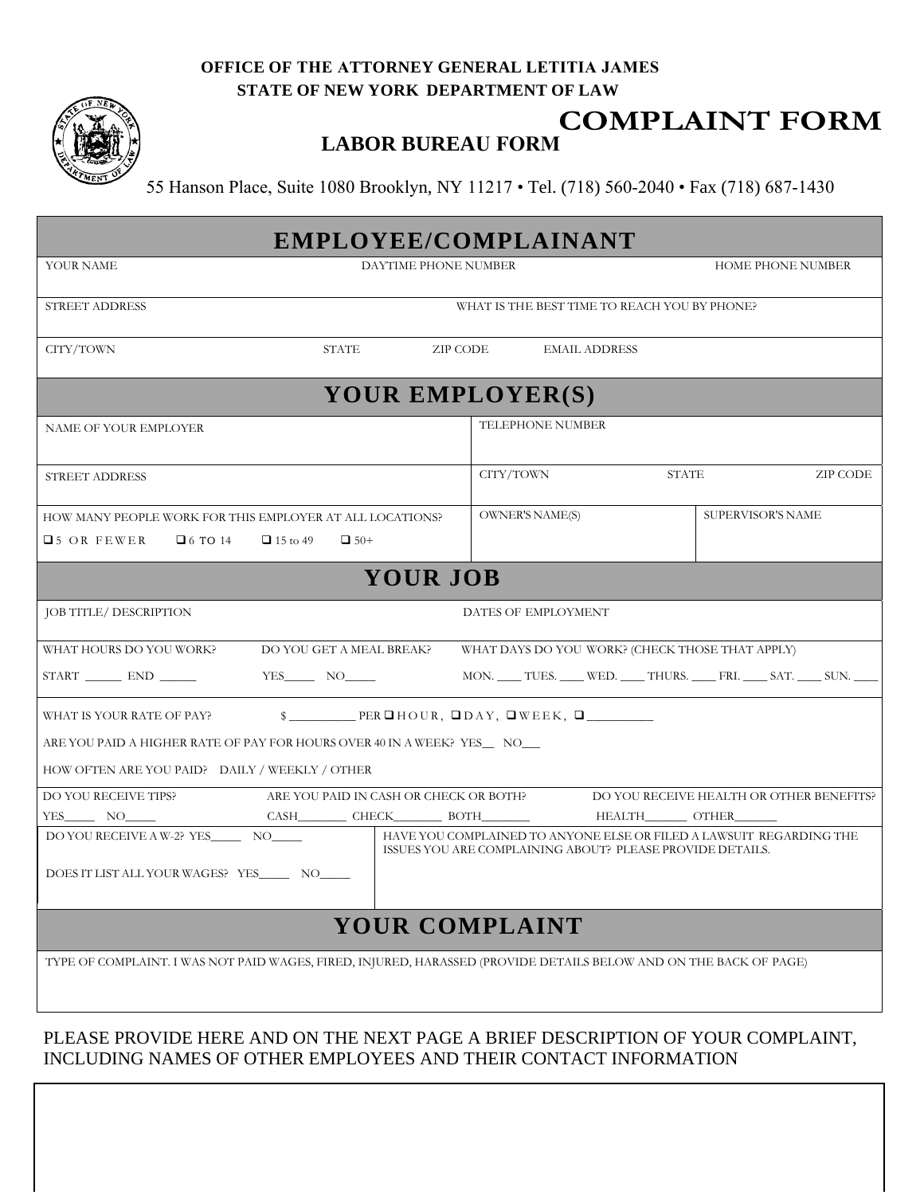**OFFICE OF THE ATTORNEY GENERAL LETITIA JAMES**
**STATE OF NEW YORK DEPARTMENT OF LAW**

# COMPLAINT FORM

**LABOR BUREAU FORM**

55 Hanson Place, Suite 1080 Brooklyn, NY 11217 • Tel. (718) 560-2040 • Fax (718) 687-1430

## EMPLOYEE/COMPLAINANT

| YOUR NAME | DAYTIME PHONE NUMBER | HOME PHONE NUMBER |
|---|---|---|
| STREET ADDRESS | WHAT IS THE BEST TIME TO REACH YOU BY PHONE? | |
| CITY/TOWN &nbsp;&nbsp; STATE &nbsp;&nbsp; ZIP CODE | EMAIL ADDRESS | |

## YOUR EMPLOYER(S)

| NAME OF YOUR EMPLOYER | TELEPHONE NUMBER | |
|---|---|---|
| STREET ADDRESS | CITY/TOWN &nbsp;&nbsp; STATE &nbsp;&nbsp; ZIP CODE | |
| HOW MANY PEOPLE WORK FOR THIS EMPLOYER AT ALL LOCATIONS? ❑ 5 OR FEWER ❑ 6 TO 14 ❑ 15 to 49 ❑ 50+ | OWNER'S NAME(S) | SUPERVISOR'S NAME |

## YOUR JOB

JOB TITLE/ DESCRIPTION

DATES OF EMPLOYMENT

WHAT HOURS DO YOU WORK? START ______ END ______

DO YOU GET A MEAL BREAK? YES_____ NO_____

WHAT DAYS DO YOU WORK? (CHECK THOSE THAT APPLY) MON. ____ TUES. ____ WED. ____ THURS. ____ FRI. ____ SAT. ____ SUN. ____

WHAT IS YOUR RATE OF PAY? $ __________ PER ❑ HOUR, ❑ DAY, ❑ WEEK, ❑ __________

ARE YOU PAID A HIGHER RATE OF PAY FOR HOURS OVER 40 IN A WEEK? YES__ NO___

HOW OFTEN ARE YOU PAID? DAILY / WEEKLY / OTHER

DO YOU RECEIVE TIPS? YES_____ NO_____

ARE YOU PAID IN CASH OR CHECK OR BOTH? CASH________ CHECK________ BOTH________

DO YOU RECEIVE HEALTH OR OTHER BENEFITS? HEALTH_______ OTHER_______

DO YOU RECEIVE A W-2? YES_____ NO_____

DOES IT LIST ALL YOUR WAGES? YES_____ NO_____

HAVE YOU COMPLAINED TO ANYONE ELSE OR FILED A LAWSUIT REGARDING THE ISSUES YOU ARE COMPLAINING ABOUT? PLEASE PROVIDE DETAILS.

## YOUR COMPLAINT

TYPE OF COMPLAINT. I WAS NOT PAID WAGES, FIRED, INJURED, HARASSED (PROVIDE DETAILS BELOW AND ON THE BACK OF PAGE)

PLEASE PROVIDE HERE AND ON THE NEXT PAGE A BRIEF DESCRIPTION OF YOUR COMPLAINT, INCLUDING NAMES OF OTHER EMPLOYEES AND THEIR CONTACT INFORMATION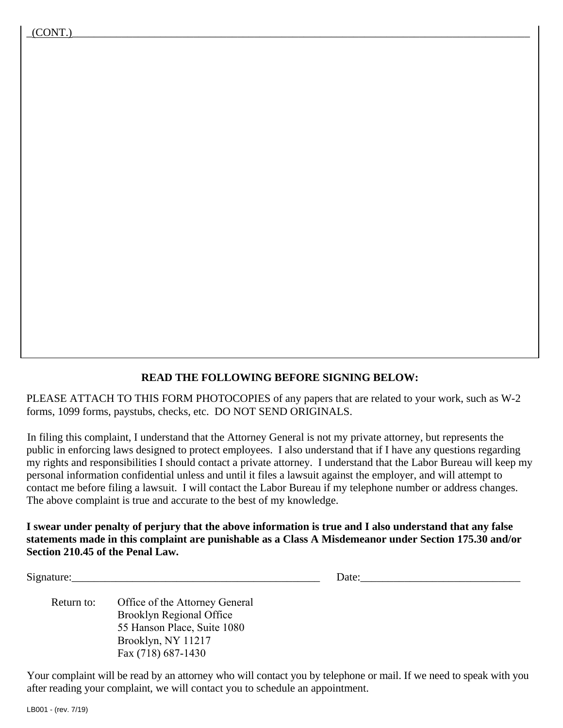_(CONT.)_______________________________________________________________________________

**READ THE FOLLOWING BEFORE SIGNING BELOW:**

PLEASE ATTACH TO THIS FORM PHOTOCOPIES of any papers that are related to your work, such as W-2 forms, 1099 forms, paystubs, checks, etc. DO NOT SEND ORIGINALS.

In filing this complaint, I understand that the Attorney General is not my private attorney, but represents the public in enforcing laws designed to protect employees. I also understand that if I have any questions regarding my rights and responsibilities I should contact a private attorney. I understand that the Labor Bureau will keep my personal information confidential unless and until it files a lawsuit against the employer, and will attempt to contact me before filing a lawsuit. I will contact the Labor Bureau if my telephone number or address changes. The above complaint is true and accurate to the best of my knowledge.

**I swear under penalty of perjury that the above information is true and I also understand that any false statements made in this complaint are punishable as a Class A Misdemeanor under Section 175.30 and/or Section 210.45 of the Penal Law.**

Signature:_______________________________________________ Date:_____________________________

Return to: Office of the Attorney General
Brooklyn Regional Office
55 Hanson Place, Suite 1080
Brooklyn, NY 11217
Fax (718) 687-1430

Your complaint will be read by an attorney who will contact you by telephone or mail. If we need to speak with you after reading your complaint, we will contact you to schedule an appointment.

LB001 - (rev. 7/19)